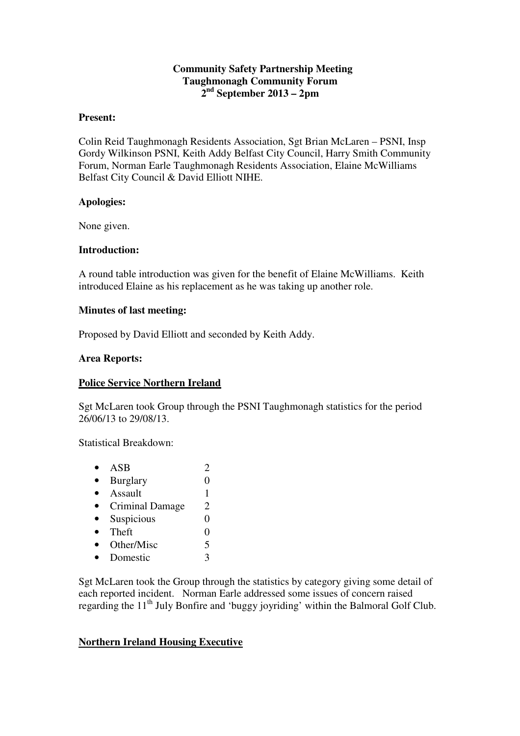**Community Safety Partnership Meeting**
**Taughmonagh Community Forum**
**2nd September 2013 – 2pm**

**Present:**

Colin Reid Taughmonagh Residents Association, Sgt Brian McLaren – PSNI, Insp Gordy Wilkinson PSNI, Keith Addy Belfast City Council, Harry Smith Community Forum, Norman Earle Taughmonagh Residents Association, Elaine McWilliams Belfast City Council & David Elliott NIHE.

**Apologies:**

None given.

**Introduction:**

A round table introduction was given for the benefit of Elaine McWilliams. Keith introduced Elaine as his replacement as he was taking up another role.

**Minutes of last meeting:**

Proposed by David Elliott and seconded by Keith Addy.

**Area Reports:**

**<u>Police Service Northern Ireland</u>**

Sgt McLaren took Group through the PSNI Taughmonagh statistics for the period 26/06/13 to 29/08/13.

Statistical Breakdown:

- ASB 2
- Burglary 0
- Assault 1
- Criminal Damage 2
- Suspicious 0
- Theft 0
- Other/Misc 5
- Domestic 3

Sgt McLaren took the Group through the statistics by category giving some detail of each reported incident. Norman Earle addressed some issues of concern raised regarding the 11th July Bonfire and 'buggy joyriding' within the Balmoral Golf Club.

**<u>Northern Ireland Housing Executive</u>**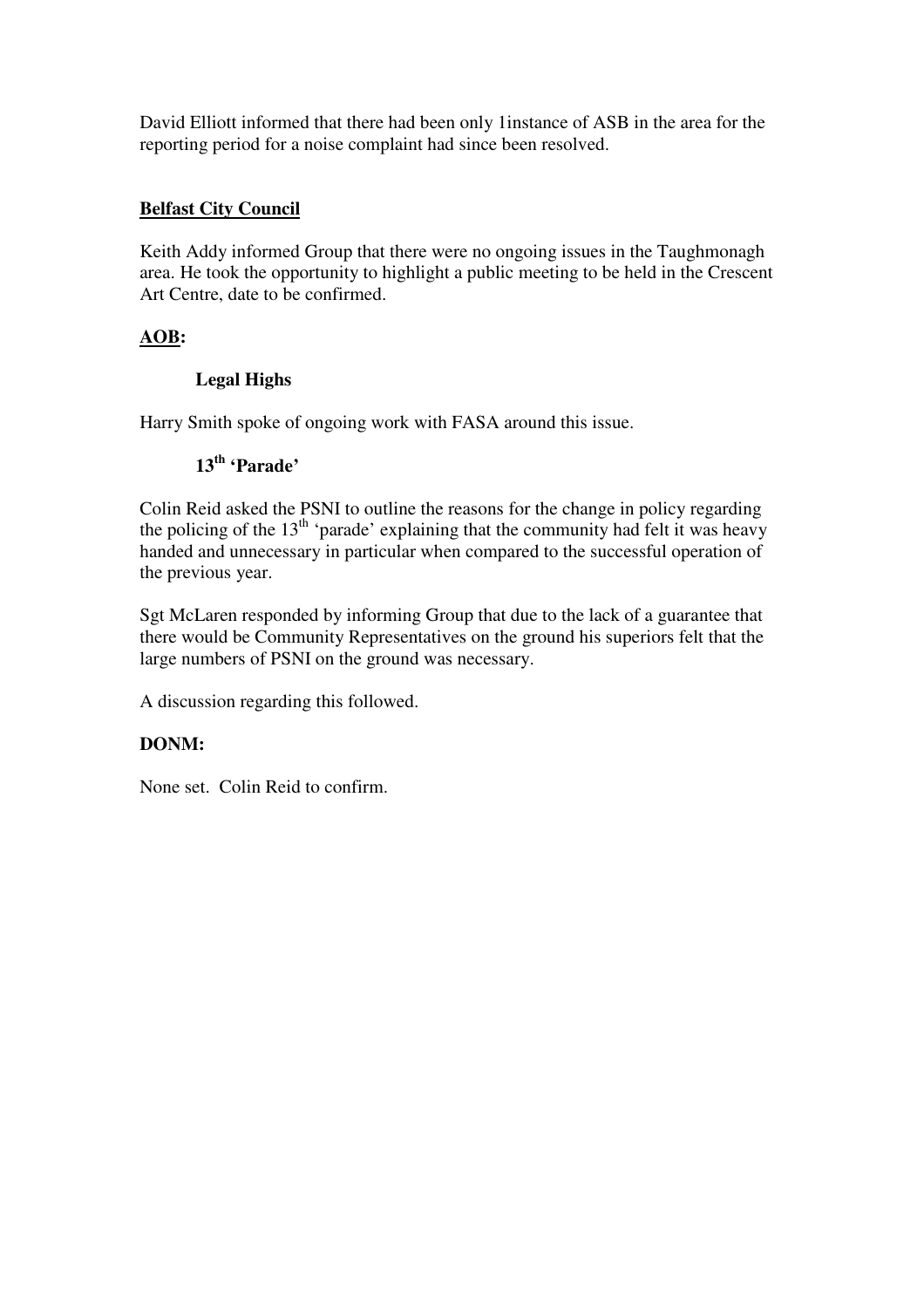David Elliott informed that there had been only 1instance of ASB in the area for the reporting period for a noise complaint had since been resolved.

**Belfast City Council**

Keith Addy informed Group that there were no ongoing issues in the Taughmonagh area. He took the opportunity to highlight a public meeting to be held in the Crescent Art Centre, date to be confirmed.

**AOB:**

**Legal Highs**

Harry Smith spoke of ongoing work with FASA around this issue.

**13th 'Parade'**

Colin Reid asked the PSNI to outline the reasons for the change in policy regarding the policing of the 13th 'parade' explaining that the community had felt it was heavy handed and unnecessary in particular when compared to the successful operation of the previous year.

Sgt McLaren responded by informing Group that due to the lack of a guarantee that there would be Community Representatives on the ground his superiors felt that the large numbers of PSNI on the ground was necessary.

A discussion regarding this followed.

**DONM:**

None set. Colin Reid to confirm.